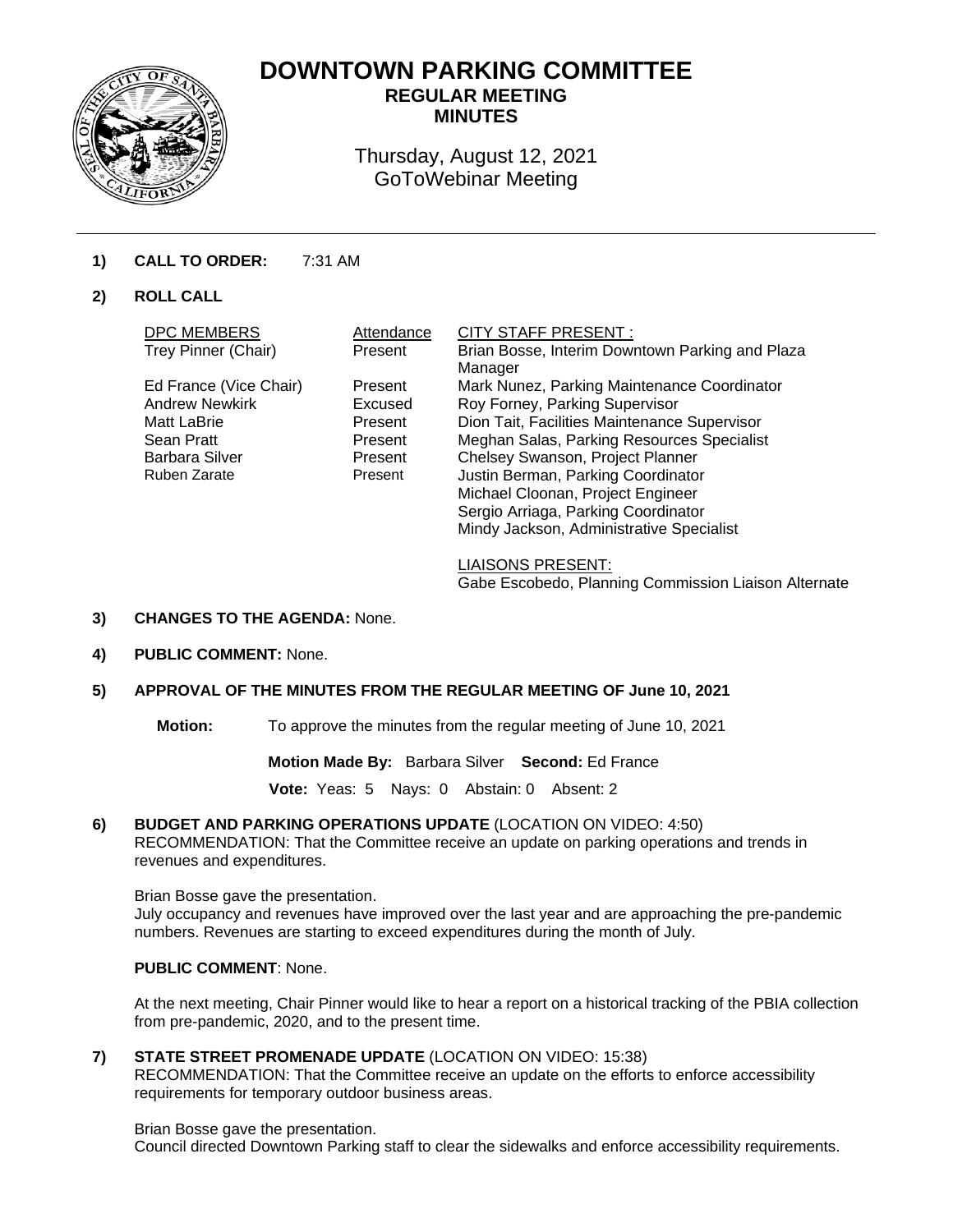# DOWNTOWN PARKING COMMITTEE

## REGULAR MEETING MINUTES

Thursday, August 12, 2021
GoToWebinar Meeting

**1) CALL TO ORDER:** 7:31 AM

**2) ROLL CALL**

| DPC MEMBERS | Attendance | CITY STAFF PRESENT : |
|---|---|---|
| Trey Pinner (Chair) | Present | Brian Bosse, Interim Downtown Parking and Plaza Manager |
| Ed France (Vice Chair) | Present | Mark Nunez, Parking Maintenance Coordinator |
| Andrew Newkirk | Excused | Roy Forney, Parking Supervisor |
| Matt LaBrie | Present | Dion Tait, Facilities Maintenance Supervisor |
| Sean Pratt | Present | Meghan Salas, Parking Resources Specialist |
| Barbara Silver | Present | Chelsey Swanson, Project Planner |
| Ruben Zarate | Present | Justin Berman, Parking Coordinator |
| | | Michael Cloonan, Project Engineer |
| | | Sergio Arriaga, Parking Coordinator |
| | | Mindy Jackson, Administrative Specialist |

LIAISONS PRESENT:
Gabe Escobedo, Planning Commission Liaison Alternate

**3) CHANGES TO THE AGENDA:** None.

**4) PUBLIC COMMENT:** None.

**5) APPROVAL OF THE MINUTES FROM THE REGULAR MEETING OF June 10, 2021**

**Motion:** To approve the minutes from the regular meeting of June 10, 2021

**Motion Made By:** Barbara Silver **Second:** Ed France

**Vote:** Yeas: 5 Nays: 0 Abstain: 0 Absent: 2

**6) BUDGET AND PARKING OPERATIONS UPDATE** (LOCATION ON VIDEO: 4:50)
RECOMMENDATION: That the Committee receive an update on parking operations and trends in revenues and expenditures.

Brian Bosse gave the presentation.
July occupancy and revenues have improved over the last year and are approaching the pre-pandemic numbers. Revenues are starting to exceed expenditures during the month of July.

**PUBLIC COMMENT**: None.

At the next meeting, Chair Pinner would like to hear a report on a historical tracking of the PBIA collection from pre-pandemic, 2020, and to the present time.

**7) STATE STREET PROMENADE UPDATE** (LOCATION ON VIDEO: 15:38)
RECOMMENDATION: That the Committee receive an update on the efforts to enforce accessibility requirements for temporary outdoor business areas.

Brian Bosse gave the presentation.
Council directed Downtown Parking staff to clear the sidewalks and enforce accessibility requirements.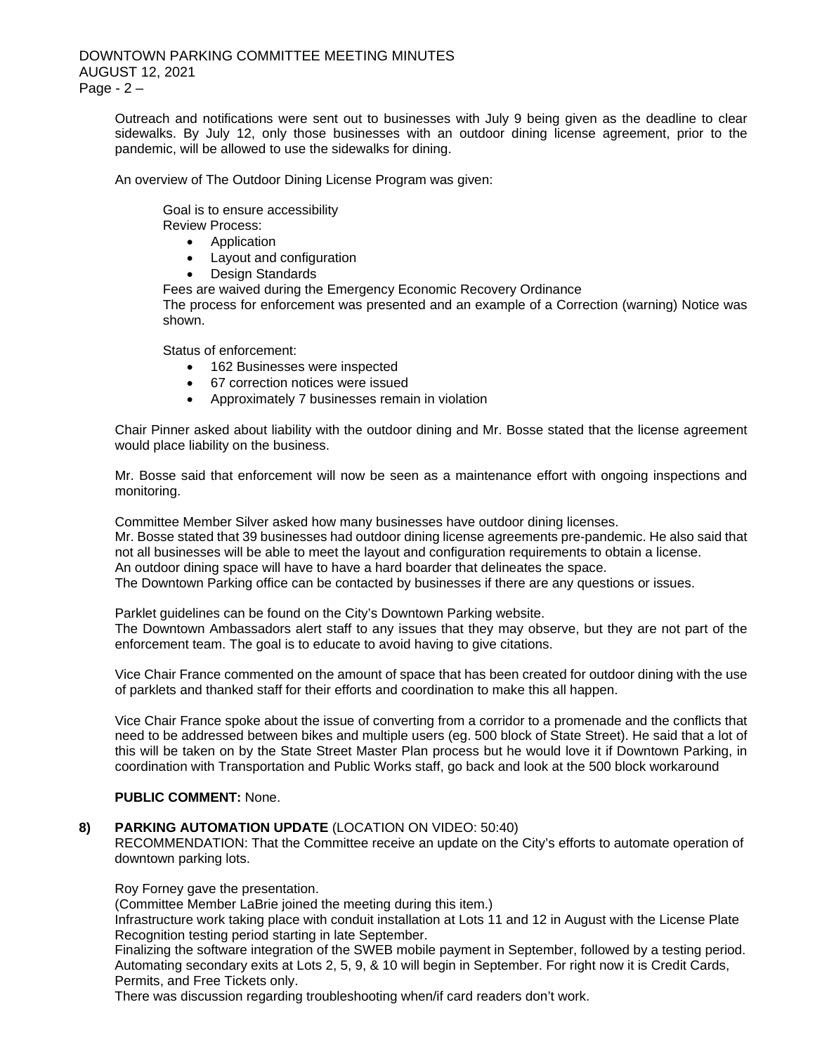Outreach and notifications were sent out to businesses with July 9 being given as the deadline to clear sidewalks. By July 12, only those businesses with an outdoor dining license agreement, prior to the pandemic, will be allowed to use the sidewalks for dining.

An overview of The Outdoor Dining License Program was given:

Goal is to ensure accessibility
Review Process:

- Application
- Layout and configuration
- Design Standards

Fees are waived during the Emergency Economic Recovery Ordinance
The process for enforcement was presented and an example of a Correction (warning) Notice was shown.

Status of enforcement:

- 162 Businesses were inspected
- 67 correction notices were issued
- Approximately 7 businesses remain in violation

Chair Pinner asked about liability with the outdoor dining and Mr. Bosse stated that the license agreement would place liability on the business.

Mr. Bosse said that enforcement will now be seen as a maintenance effort with ongoing inspections and monitoring.

Committee Member Silver asked how many businesses have outdoor dining licenses.
Mr. Bosse stated that 39 businesses had outdoor dining license agreements pre-pandemic. He also said that not all businesses will be able to meet the layout and configuration requirements to obtain a license.
An outdoor dining space will have to have a hard boarder that delineates the space.
The Downtown Parking office can be contacted by businesses if there are any questions or issues.

Parklet guidelines can be found on the City's Downtown Parking website.
The Downtown Ambassadors alert staff to any issues that they may observe, but they are not part of the enforcement team. The goal is to educate to avoid having to give citations.

Vice Chair France commented on the amount of space that has been created for outdoor dining with the use of parklets and thanked staff for their efforts and coordination to make this all happen.

Vice Chair France spoke about the issue of converting from a corridor to a promenade and the conflicts that need to be addressed between bikes and multiple users (eg. 500 block of State Street). He said that a lot of this will be taken on by the State Street Master Plan process but he would love it if Downtown Parking, in coordination with Transportation and Public Works staff, go back and look at the 500 block workaround

**PUBLIC COMMENT:** None.

**8) PARKING AUTOMATION UPDATE** (LOCATION ON VIDEO: 50:40)
RECOMMENDATION: That the Committee receive an update on the City's efforts to automate operation of downtown parking lots.

Roy Forney gave the presentation.
(Committee Member LaBrie joined the meeting during this item.)
Infrastructure work taking place with conduit installation at Lots 11 and 12 in August with the License Plate Recognition testing period starting in late September.
Finalizing the software integration of the SWEB mobile payment in September, followed by a testing period. Automating secondary exits at Lots 2, 5, 9, & 10 will begin in September. For right now it is Credit Cards, Permits, and Free Tickets only.
There was discussion regarding troubleshooting when/if card readers don't work.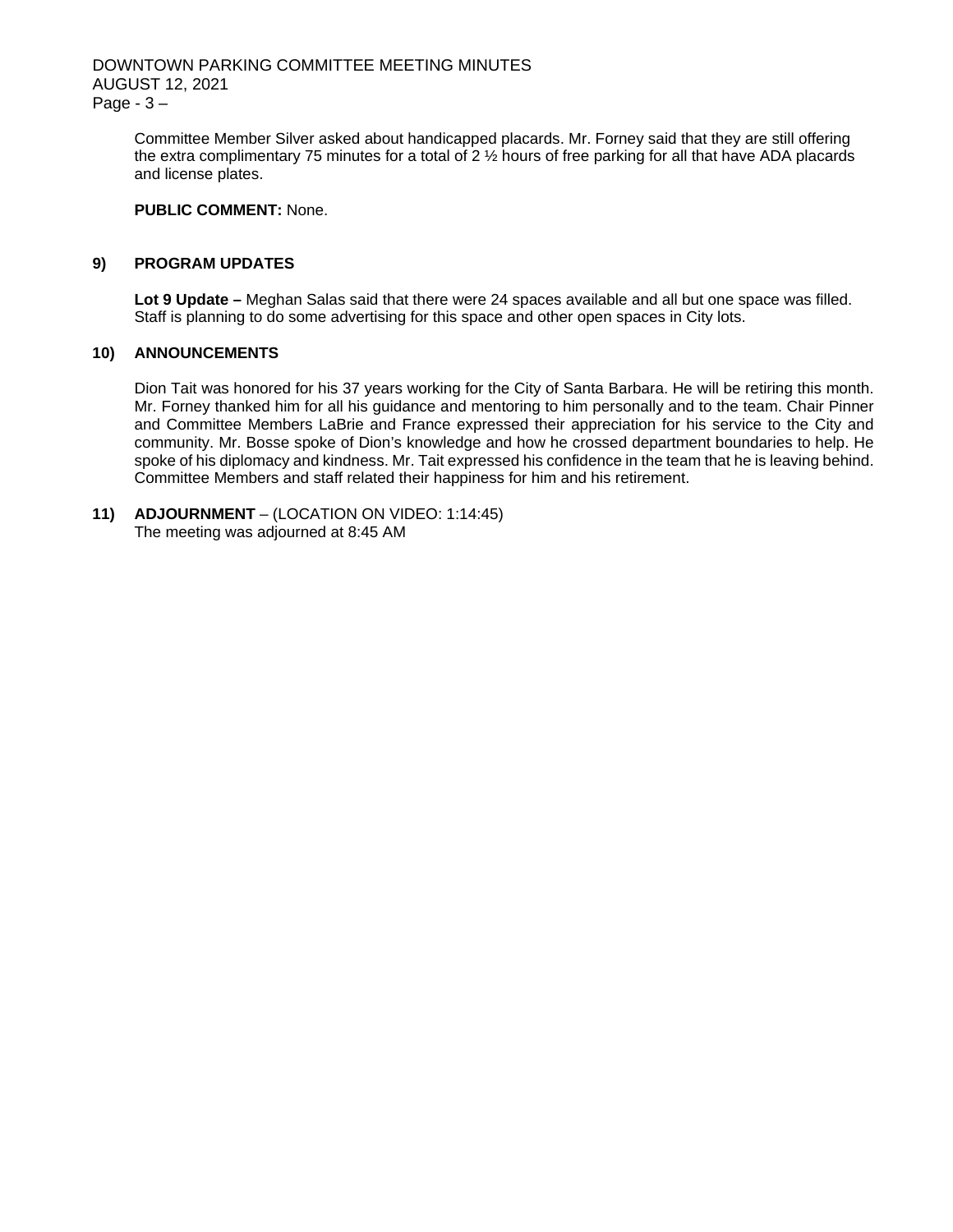Committee Member Silver asked about handicapped placards. Mr. Forney said that they are still offering the extra complimentary 75 minutes for a total of 2 ½ hours of free parking for all that have ADA placards and license plates.

**PUBLIC COMMENT:** None.

## 9) PROGRAM UPDATES

**Lot 9 Update –** Meghan Salas said that there were 24 spaces available and all but one space was filled. Staff is planning to do some advertising for this space and other open spaces in City lots.

## 10) ANNOUNCEMENTS

Dion Tait was honored for his 37 years working for the City of Santa Barbara. He will be retiring this month. Mr. Forney thanked him for all his guidance and mentoring to him personally and to the team. Chair Pinner and Committee Members LaBrie and France expressed their appreciation for his service to the City and community. Mr. Bosse spoke of Dion's knowledge and how he crossed department boundaries to help. He spoke of his diplomacy and kindness. Mr. Tait expressed his confidence in the team that he is leaving behind. Committee Members and staff related their happiness for him and his retirement.

## 11) ADJOURNMENT – (LOCATION ON VIDEO: 1:14:45)

The meeting was adjourned at 8:45 AM